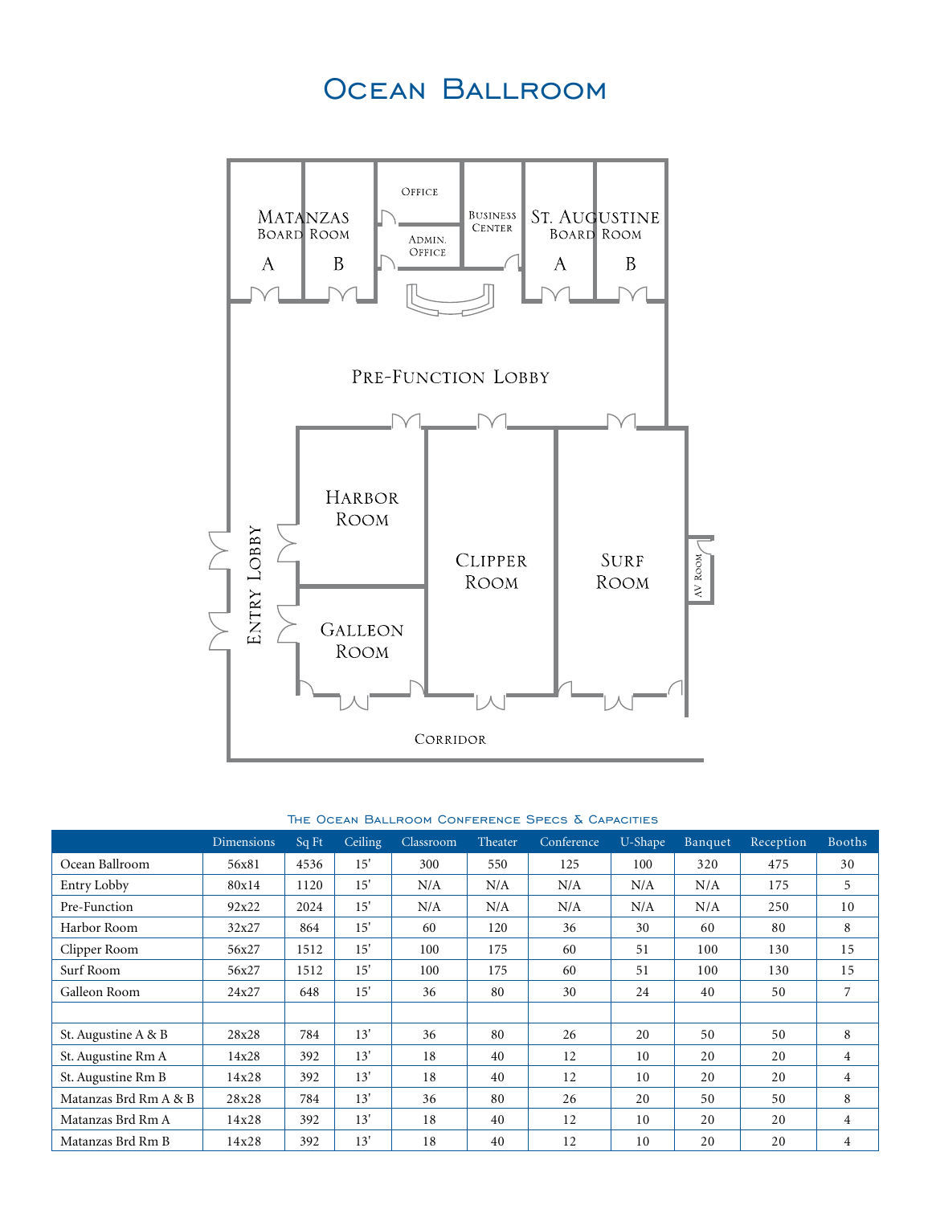# Ocean Ballroom

Office

Admin. Office

Business Center

Matanzas Board Room

A

B

St. Augustine Board Room

A

B

Pre-Function Lobby

Harbor Room

Clipper Room

Surf Room

AV Room

Entry Lobby

Galleon Room

Corridor

### The Ocean Ballroom Conference Specs & Capacities

| | Dimensions | Sq Ft | Ceiling | Classroom | Theater | Conference | U-Shape | Banquet | Reception | Booths |
|---|---|---|---|---|---|---|---|---|---|---|
| Ocean Ballroom | 56x81 | 4536 | 15' | 300 | 550 | 125 | 100 | 320 | 475 | 30 |
| Entry Lobby | 80x14 | 1120 | 15' | N/A | N/A | N/A | N/A | N/A | 175 | 5 |
| Pre-Function | 92x22 | 2024 | 15' | N/A | N/A | N/A | N/A | N/A | 250 | 10 |
| Harbor Room | 32x27 | 864 | 15' | 60 | 120 | 36 | 30 | 60 | 80 | 8 |
| Clipper Room | 56x27 | 1512 | 15' | 100 | 175 | 60 | 51 | 100 | 130 | 15 |
| Surf Room | 56x27 | 1512 | 15' | 100 | 175 | 60 | 51 | 100 | 130 | 15 |
| Galleon Room | 24x27 | 648 | 15' | 36 | 80 | 30 | 24 | 40 | 50 | 7 |
| | | | | | | | | | | |
| St. Augustine A & B | 28x28 | 784 | 13' | 36 | 80 | 26 | 20 | 50 | 50 | 8 |
| St. Augustine Rm A | 14x28 | 392 | 13' | 18 | 40 | 12 | 10 | 20 | 20 | 4 |
| St. Augustine Rm B | 14x28 | 392 | 13' | 18 | 40 | 12 | 10 | 20 | 20 | 4 |
| Matanzas Brd Rm A & B | 28x28 | 784 | 13' | 36 | 80 | 26 | 20 | 50 | 50 | 8 |
| Matanzas Brd Rm A | 14x28 | 392 | 13' | 18 | 40 | 12 | 10 | 20 | 20 | 4 |
| Matanzas Brd Rm B | 14x28 | 392 | 13' | 18 | 40 | 12 | 10 | 20 | 20 | 4 |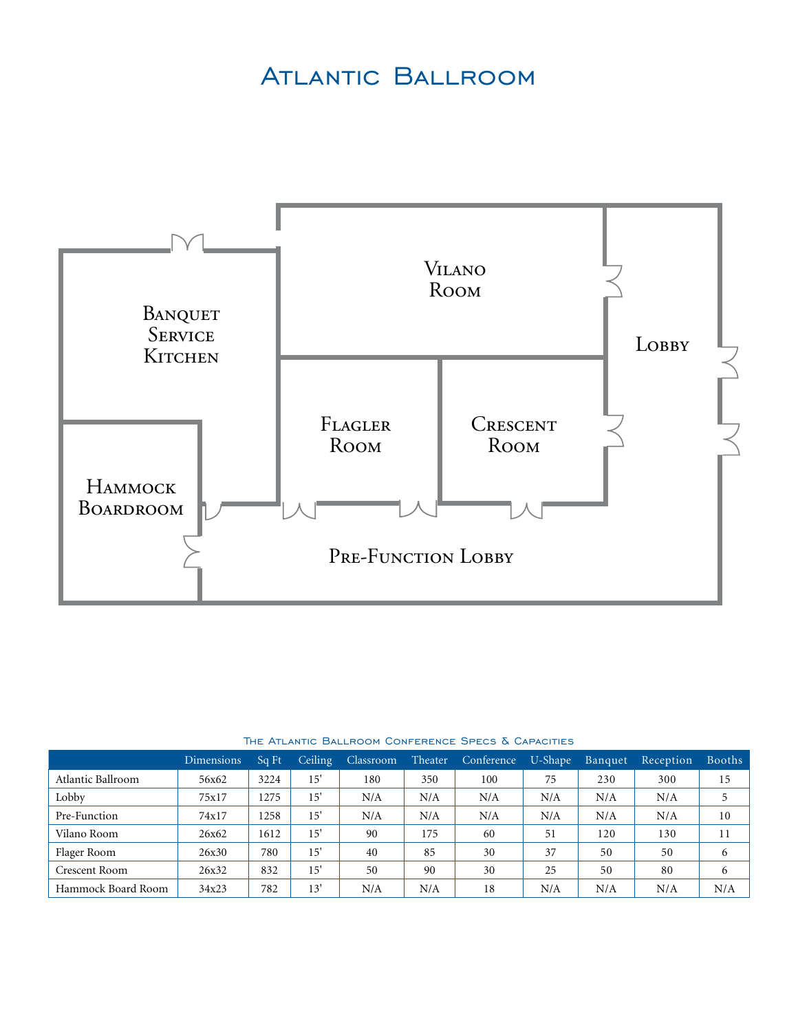# Atlantic Ballroom

Vilano Room

Banquet Service Kitchen

Lobby

Flagler Room

Crescent Room

Hammock Boardroom

Pre-Function Lobby

### The Atlantic Ballroom Conference Specs & Capacities

| | Dimensions | Sq Ft | Ceiling | Classroom | Theater | Conference | U-Shape | Banquet | Reception | Booths |
|---|---|---|---|---|---|---|---|---|---|---|
| Atlantic Ballroom | 56x62 | 3224 | 15' | 180 | 350 | 100 | 75 | 230 | 300 | 15 |
| Lobby | 75x17 | 1275 | 15' | N/A | N/A | N/A | N/A | N/A | N/A | 5 |
| Pre-Function | 74x17 | 1258 | 15' | N/A | N/A | N/A | N/A | N/A | N/A | 10 |
| Vilano Room | 26x62 | 1612 | 15' | 90 | 175 | 60 | 51 | 120 | 130 | 11 |
| Flager Room | 26x30 | 780 | 15' | 40 | 85 | 30 | 37 | 50 | 50 | 6 |
| Crescent Room | 26x32 | 832 | 15' | 50 | 90 | 30 | 25 | 50 | 80 | 6 |
| Hammock Board Room | 34x23 | 782 | 13' | N/A | N/A | 18 | N/A | N/A | N/A | N/A |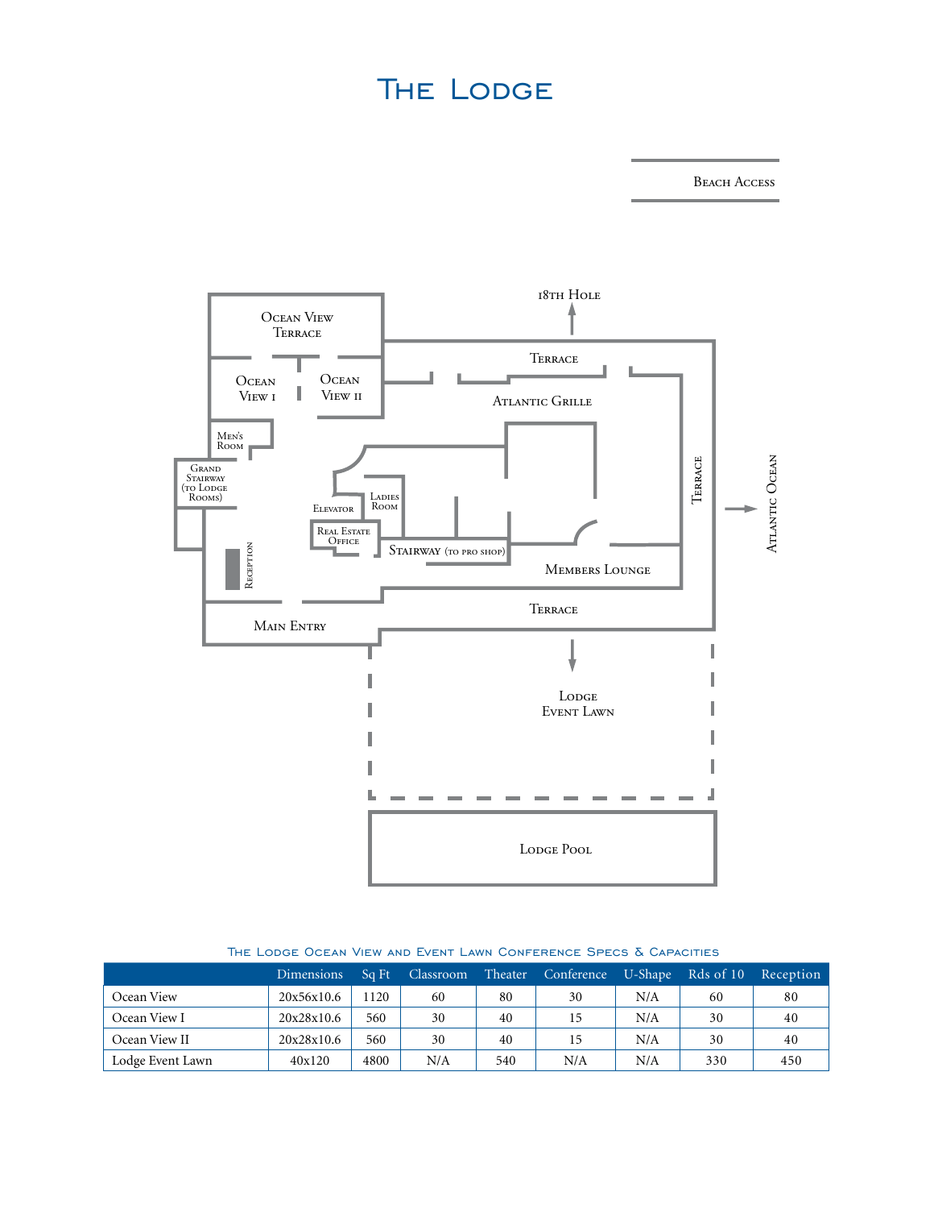# The Lodge

Beach Access

Ocean View Terrace

Ocean View I

Ocean View II

18th Hole

Terrace

Atlantic Grille

Men's Room

Grand Stairway (to Lodge Rooms)

Elevator

Ladies Room

Real Estate Office

Stairway (to pro shop)

Reception

Terrace

Atlantic Ocean

Members Lounge

Terrace

Main Entry

Lodge Event Lawn

Lodge Pool

## The Lodge Ocean View and Event Lawn Conference Specs & Capacities

| | Dimensions | Sq Ft | Classroom | Theater | Conference | U-Shape | Rds of 10 | Reception |
|---|---|---|---|---|---|---|---|---|
| Ocean View | 20x56x10.6 | 1120 | 60 | 80 | 30 | N/A | 60 | 80 |
| Ocean View I | 20x28x10.6 | 560 | 30 | 40 | 15 | N/A | 30 | 40 |
| Ocean View II | 20x28x10.6 | 560 | 30 | 40 | 15 | N/A | 30 | 40 |
| Lodge Event Lawn | 40x120 | 4800 | N/A | 540 | N/A | N/A | 330 | 450 |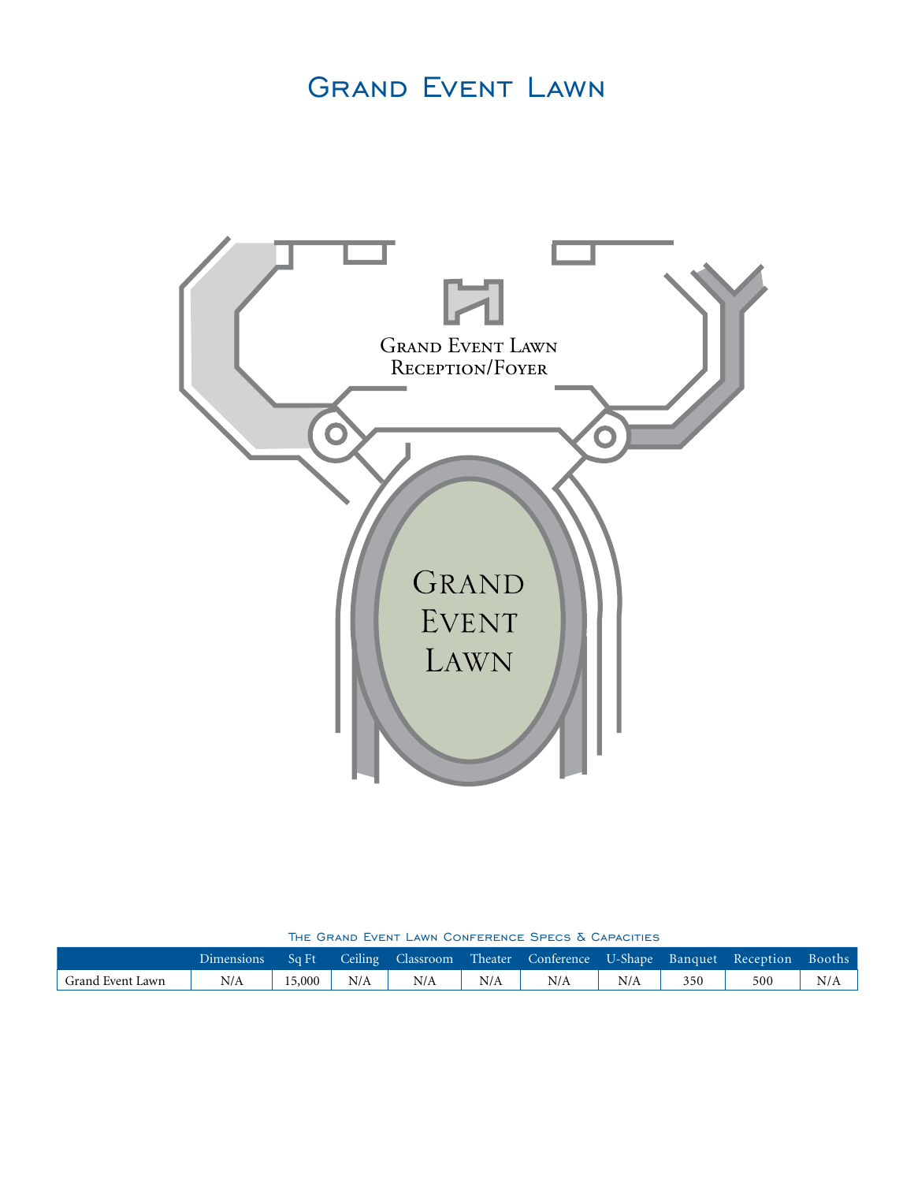# Grand Event Lawn

Grand Event Lawn
Reception/Foyer

Grand
Event
Lawn

The Grand Event Lawn Conference Specs & Capacities

| | Dimensions | Sq Ft | Ceiling | Classroom | Theater | Conference | U-Shape | Banquet | Reception | Booths |
|---|---|---|---|---|---|---|---|---|---|---|
| Grand Event Lawn | N/A | 15,000 | N/A | N/A | N/A | N/A | N/A | 350 | 500 | N/A |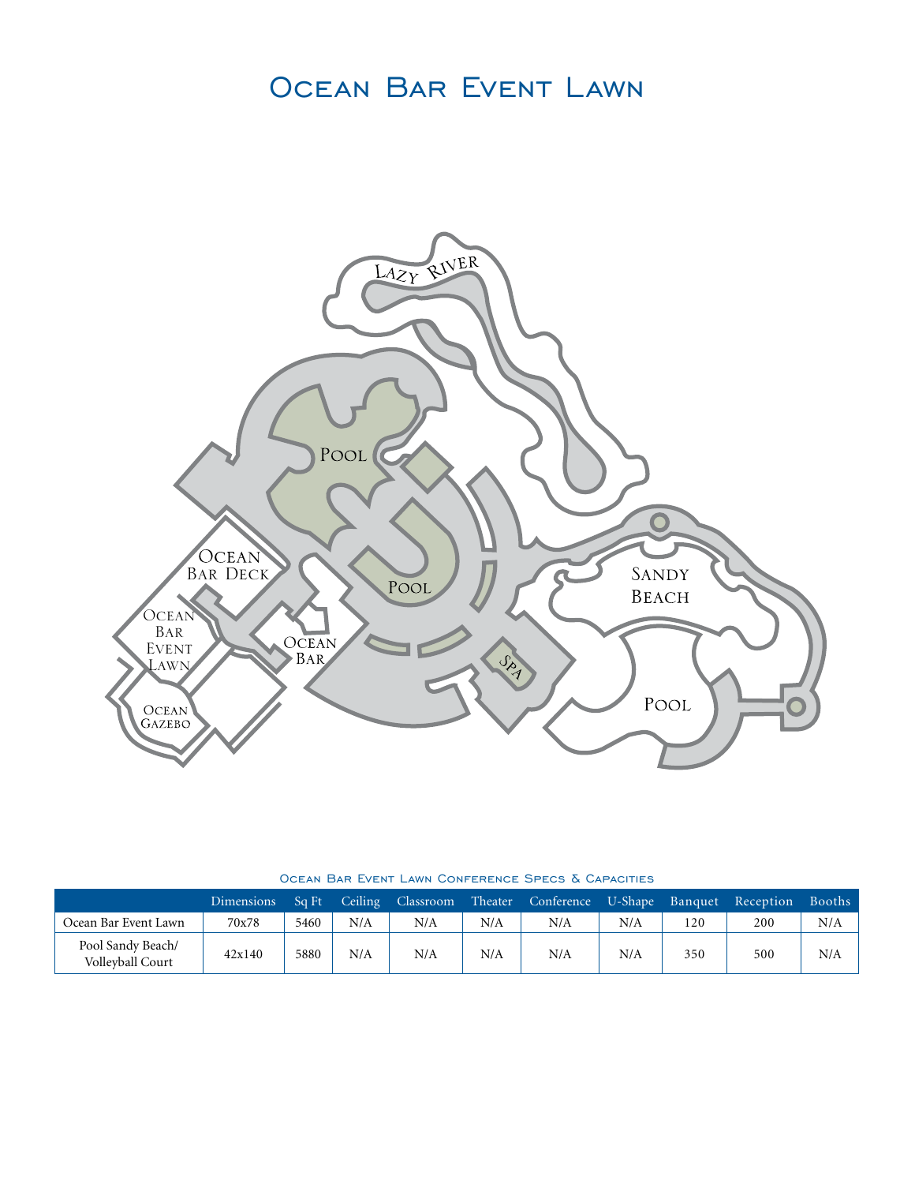# Ocean Bar Event Lawn

Lazy River

Pool

Ocean Bar Deck

Pool

Sandy Beach

Ocean Bar Event Lawn

Ocean Bar

Spa

Pool

Ocean Gazebo

Ocean Bar Event Lawn Conference Specs & Capacities

| | Dimensions | Sq Ft | Ceiling | Classroom | Theater | Conference | U-Shape | Banquet | Reception | Booths |
|---|---|---|---|---|---|---|---|---|---|---|
| Ocean Bar Event Lawn | 70x78 | 5460 | N/A | N/A | N/A | N/A | N/A | 120 | 200 | N/A |
| Pool Sandy Beach/ Volleyball Court | 42x140 | 5880 | N/A | N/A | N/A | N/A | N/A | 350 | 500 | N/A |